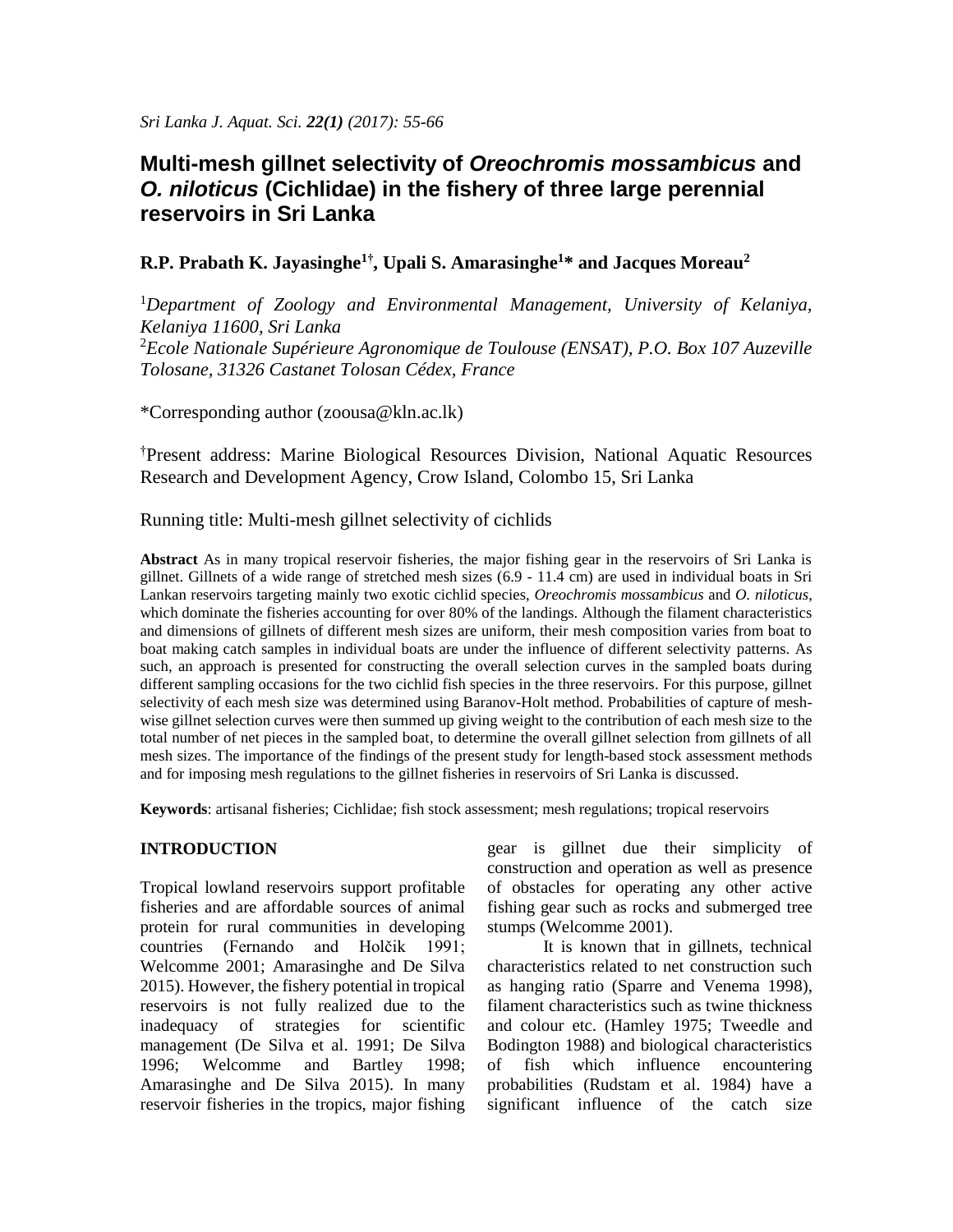# Multi-mesh gillnet selectivity of *Oreochromis mossambicus* and *O. niloticus* (Cichlidae) in the fishery of three large perennial reservoirs in Sri Lanka

**R.P. Prabath K. Jayasinghe[1†], Upali S. Amarasinghe[1]* and Jacques Moreau[2]**

[1]*Department of Zoology and Environmental Management, University of Kelaniya, Kelaniya 11600, Sri Lanka*
[2]*Ecole Nationale Supérieure Agronomique de Toulouse (ENSAT), P.O. Box 107 Auzeville Tolosane, 31326 Castanet Tolosan Cédex, France*

*Corresponding author (zoousa@kln.ac.lk)

[†]Present address: Marine Biological Resources Division, National Aquatic Resources Research and Development Agency, Crow Island, Colombo 15, Sri Lanka

Running title: Multi-mesh gillnet selectivity of cichlids

**Abstract** As in many tropical reservoir fisheries, the major fishing gear in the reservoirs of Sri Lanka is gillnet. Gillnets of a wide range of stretched mesh sizes (6.9 - 11.4 cm) are used in individual boats in Sri Lankan reservoirs targeting mainly two exotic cichlid species, *Oreochromis mossambicus* and *O. niloticus*, which dominate the fisheries accounting for over 80% of the landings. Although the filament characteristics and dimensions of gillnets of different mesh sizes are uniform, their mesh composition varies from boat to boat making catch samples in individual boats are under the influence of different selectivity patterns. As such, an approach is presented for constructing the overall selection curves in the sampled boats during different sampling occasions for the two cichlid fish species in the three reservoirs. For this purpose, gillnet selectivity of each mesh size was determined using Baranov-Holt method. Probabilities of capture of mesh-wise gillnet selection curves were then summed up giving weight to the contribution of each mesh size to the total number of net pieces in the sampled boat, to determine the overall gillnet selection from gillnets of all mesh sizes. The importance of the findings of the present study for length-based stock assessment methods and for imposing mesh regulations to the gillnet fisheries in reservoirs of Sri Lanka is discussed.

**Keywords**: artisanal fisheries; Cichlidae; fish stock assessment; mesh regulations; tropical reservoirs

## INTRODUCTION

Tropical lowland reservoirs support profitable fisheries and are affordable sources of animal protein for rural communities in developing countries (Fernando and Holčik 1991; Welcomme 2001; Amarasinghe and De Silva 2015). However, the fishery potential in tropical reservoirs is not fully realized due to the inadequacy of strategies for scientific management (De Silva et al. 1991; De Silva 1996; Welcomme and Bartley 1998; Amarasinghe and De Silva 2015). In many reservoir fisheries in the tropics, major fishing gear is gillnet due their simplicity of construction and operation as well as presence of obstacles for operating any other active fishing gear such as rocks and submerged tree stumps (Welcomme 2001).

It is known that in gillnets, technical characteristics related to net construction such as hanging ratio (Sparre and Venema 1998), filament characteristics such as twine thickness and colour etc. (Hamley 1975; Tweedle and Bodington 1988) and biological characteristics of fish which influence encountering probabilities (Rudstam et al. 1984) have a significant influence of the catch size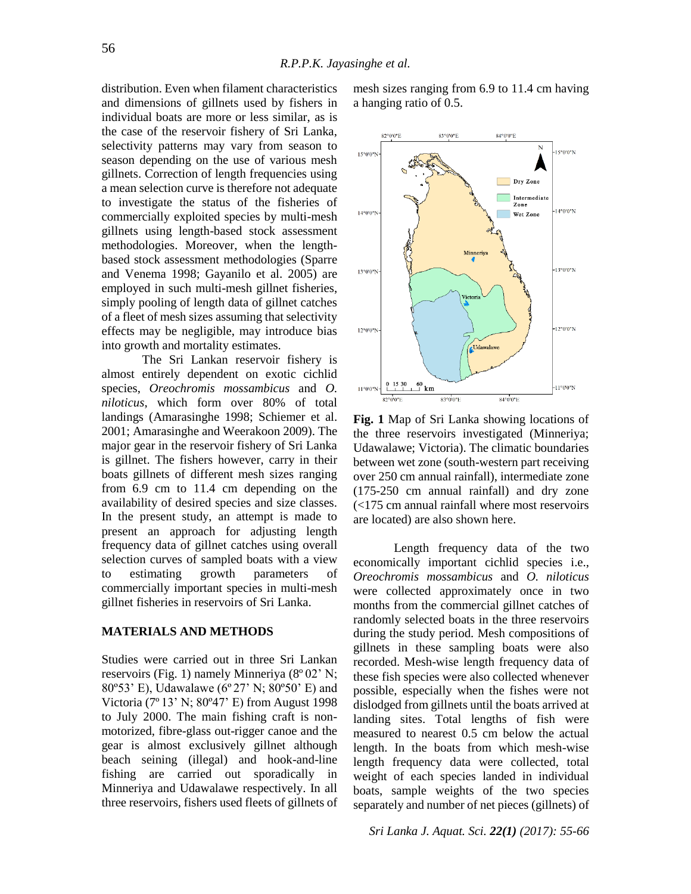distribution. Even when filament characteristics and dimensions of gillnets used by fishers in individual boats are more or less similar, as is the case of the reservoir fishery of Sri Lanka, selectivity patterns may vary from season to season depending on the use of various mesh gillnets. Correction of length frequencies using a mean selection curve is therefore not adequate to investigate the status of the fisheries of commercially exploited species by multi-mesh gillnets using length-based stock assessment methodologies. Moreover, when the length-based stock assessment methodologies (Sparre and Venema 1998; Gayanilo et al. 2005) are employed in such multi-mesh gillnet fisheries, simply pooling of length data of gillnet catches of a fleet of mesh sizes assuming that selectivity effects may be negligible, may introduce bias into growth and mortality estimates.

The Sri Lankan reservoir fishery is almost entirely dependent on exotic cichlid species, *Oreochromis mossambicus* and *O. niloticus*, which form over 80% of total landings (Amarasinghe 1998; Schiemer et al. 2001; Amarasinghe and Weerakoon 2009). The major gear in the reservoir fishery of Sri Lanka is gillnet. The fishers however, carry in their boats gillnets of different mesh sizes ranging from 6.9 cm to 11.4 cm depending on the availability of desired species and size classes. In the present study, an attempt is made to present an approach for adjusting length frequency data of gillnet catches using overall selection curves of sampled boats with a view to estimating growth parameters of commercially important species in multi-mesh gillnet fisheries in reservoirs of Sri Lanka.

## MATERIALS AND METHODS

Studies were carried out in three Sri Lankan reservoirs (Fig. 1) namely Minneriya (8º 02' N; 80º53' E), Udawalawe (6º 27' N; 80º50' E) and Victoria (7º 13' N; 80º47' E) from August 1998 to July 2000. The main fishing craft is non-motorized, fibre-glass out-rigger canoe and the gear is almost exclusively gillnet although beach seining (illegal) and hook-and-line fishing are carried out sporadically in Minneriya and Udawalawe respectively. In all three reservoirs, fishers used fleets of gillnets of mesh sizes ranging from 6.9 to 11.4 cm having a hanging ratio of 0.5.

**Fig. 1** Map of Sri Lanka showing locations of the three reservoirs investigated (Minneriya; Udawalawe; Victoria). The climatic boundaries between wet zone (south-western part receiving over 250 cm annual rainfall), intermediate zone (175-250 cm annual rainfall) and dry zone (<175 cm annual rainfall where most reservoirs are located) are also shown here.

Length frequency data of the two economically important cichlid species i.e., *Oreochromis mossambicus* and *O. niloticus* were collected approximately once in two months from the commercial gillnet catches of randomly selected boats in the three reservoirs during the study period. Mesh compositions of gillnets in these sampling boats were also recorded. Mesh-wise length frequency data of these fish species were also collected whenever possible, especially when the fishes were not dislodged from gillnets until the boats arrived at landing sites. Total lengths of fish were measured to nearest 0.5 cm below the actual length. In the boats from which mesh-wise length frequency data were collected, total weight of each species landed in individual boats, sample weights of the two species separately and number of net pieces (gillnets) of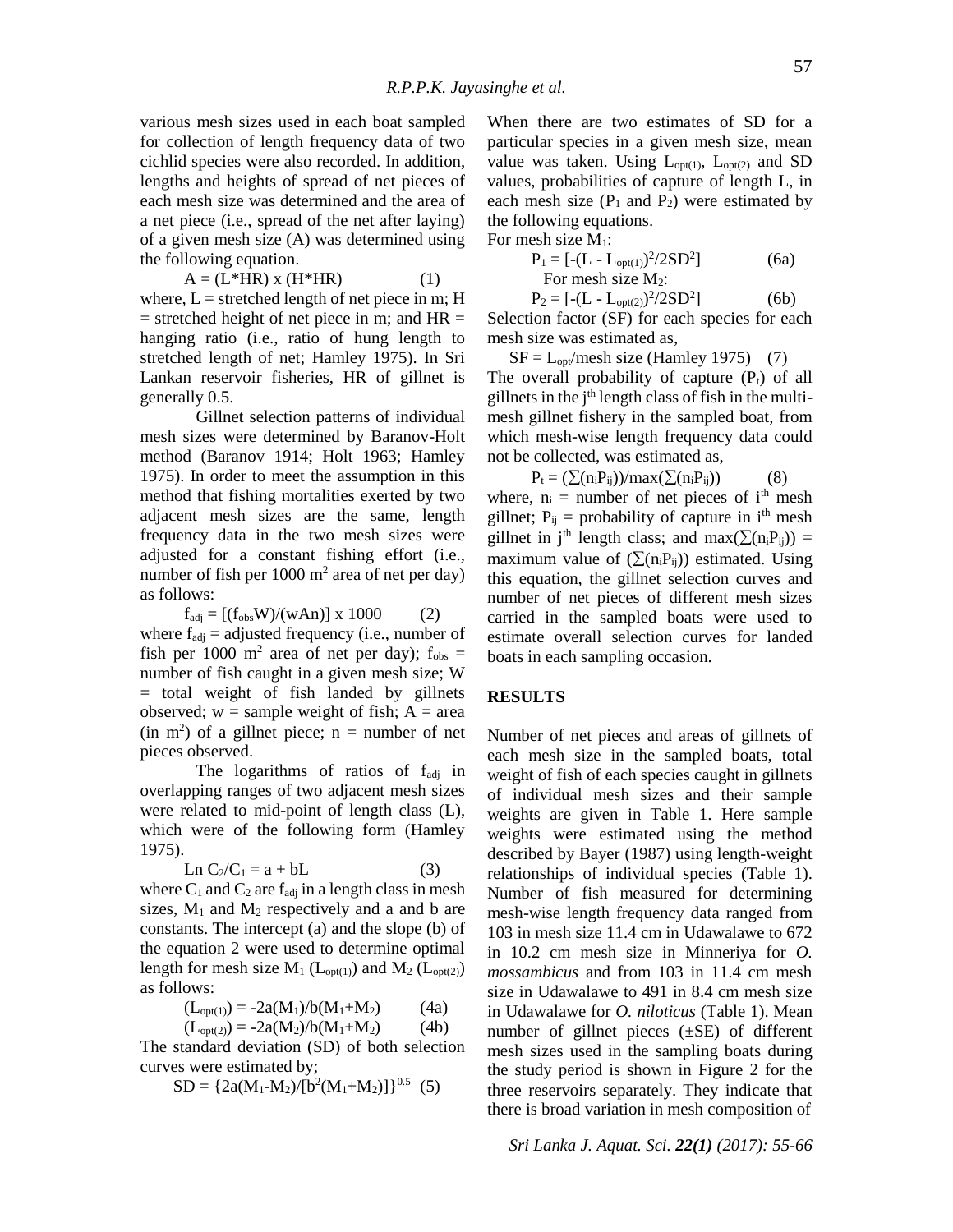various mesh sizes used in each boat sampled for collection of length frequency data of two cichlid species were also recorded. In addition, lengths and heights of spread of net pieces of each mesh size was determined and the area of a net piece (i.e., spread of the net after laying) of a given mesh size (A) was determined using the following equation.

$$A = (L*HR) \times (H*HR) \qquad (1)$$

where, L = stretched length of net piece in m; H = stretched height of net piece in m; and HR = hanging ratio (i.e., ratio of hung length to stretched length of net; Hamley 1975). In Sri Lankan reservoir fisheries, HR of gillnet is generally 0.5.

Gillnet selection patterns of individual mesh sizes were determined by Baranov-Holt method (Baranov 1914; Holt 1963; Hamley 1975). In order to meet the assumption in this method that fishing mortalities exerted by two adjacent mesh sizes are the same, length frequency data in the two mesh sizes were adjusted for a constant fishing effort (i.e., number of fish per 1000 $m^2$ area of net per day) as follows:

$$f_{adj} = [(f_{obs}W)/(wAn)] \times 1000 \qquad (2)$$

where $f_{adj}$ = adjusted frequency (i.e., number of fish per 1000 $m^2$ area of net per day); $f_{obs}$ = number of fish caught in a given mesh size; W = total weight of fish landed by gillnets observed; w = sample weight of fish; A = area (in $m^2$) of a gillnet piece; n = number of net pieces observed.

The logarithms of ratios of $f_{adj}$ in overlapping ranges of two adjacent mesh sizes were related to mid-point of length class (L), which were of the following form (Hamley 1975).

$$\text{Ln } C_2/C_1 = a + bL \qquad (3)$$

where $C_1$ and $C_2$ are $f_{adj}$ in a length class in mesh sizes, $M_1$ and $M_2$ respectively and a and b are constants. The intercept (a) and the slope (b) of the equation 2 were used to determine optimal length for mesh size $M_1$ ($L_{opt(1)}$) and $M_2$ ($L_{opt(2)}$) as follows:

$$(L_{opt(1)}) = -2a(M_1)/b(M_1+M_2) \qquad (4a)$$

$$(L_{opt(2)}) = -2a(M_2)/b(M_1+M_2) \qquad (4b)$$

The standard deviation (SD) of both selection curves were estimated by;

$$SD = \{2a(M_1-M_2)/[b^2(M_1+M_2)]\}^{0.5} \quad (5)$$

When there are two estimates of SD for a particular species in a given mesh size, mean value was taken. Using $L_{opt(1)}$, $L_{opt(2)}$ and SD values, probabilities of capture of length L, in each mesh size ($P_1$ and $P_2$) were estimated by the following equations.

For mesh size $M_1$:

$$P_1 = [-(L - L_{opt(1)})^2/2SD^2] \qquad (6a)$$

For mesh size $M_2$:

$$P_2 = [-(L - L_{opt(2)})^2/2SD^2] \qquad (6b)$$

Selection factor (SF) for each species for each mesh size was estimated as,

$$SF = L_{opt}/\text{mesh size (Hamley 1975)} \quad (7)$$

The overall probability of capture ($P_t$) of all gillnets in the $j^{th}$ length class of fish in the multi-mesh gillnet fishery in the sampled boat, from which mesh-wise length frequency data could not be collected, was estimated as,

$$P_t = (\sum(n_iP_{ij}))/\max(\sum(n_iP_{ij})) \qquad (8)$$

where, $n_i$ = number of net pieces of $i^{th}$ mesh gillnet; $P_{ij}$ = probability of capture in $i^{th}$ mesh gillnet in $j^{th}$ length class; and $\max(\sum(n_iP_{ij}))$ = maximum value of $(\sum(n_iP_{ij}))$ estimated. Using this equation, the gillnet selection curves and number of net pieces of different mesh sizes carried in the sampled boats were used to estimate overall selection curves for landed boats in each sampling occasion.

## RESULTS

Number of net pieces and areas of gillnets of each mesh size in the sampled boats, total weight of fish of each species caught in gillnets of individual mesh sizes and their sample weights are given in Table 1. Here sample weights were estimated using the method described by Bayer (1987) using length-weight relationships of individual species (Table 1). Number of fish measured for determining mesh-wise length frequency data ranged from 103 in mesh size 11.4 cm in Udawalawe to 672 in 10.2 cm mesh size in Minneriya for *O. mossambicus* and from 103 in 11.4 cm mesh size in Udawalawe to 491 in 8.4 cm mesh size in Udawalawe for *O. niloticus* (Table 1). Mean number of gillnet pieces (±SE) of different mesh sizes used in the sampling boats during the study period is shown in Figure 2 for the three reservoirs separately. They indicate that there is broad variation in mesh composition of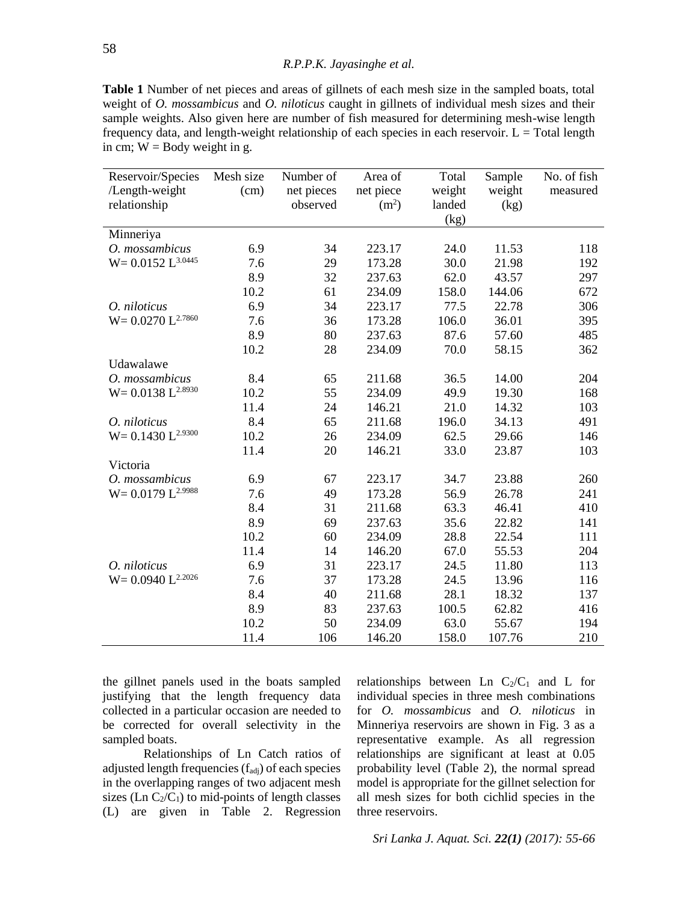**Table 1** Number of net pieces and areas of gillnets of each mesh size in the sampled boats, total weight of *O. mossambicus* and *O. niloticus* caught in gillnets of individual mesh sizes and their sample weights. Also given here are number of fish measured for determining mesh-wise length frequency data, and length-weight relationship of each species in each reservoir. L = Total length in cm; W = Body weight in g.

| Reservoir/Species /Length-weight relationship | Mesh size (cm) | Number of net pieces observed | Area of net piece ($m^2$) | Total weight landed (kg) | Sample weight (kg) | No. of fish measured |
|---|---|---|---|---|---|---|
| Minneriya | | | | | | |
| *O. mossambicus* | 6.9 | 34 | 223.17 | 24.0 | 11.53 | 118 |
| $W= 0.0152\ L^{3.0445}$ | 7.6 | 29 | 173.28 | 30.0 | 21.98 | 192 |
| | 8.9 | 32 | 237.63 | 62.0 | 43.57 | 297 |
| | 10.2 | 61 | 234.09 | 158.0 | 144.06 | 672 |
| *O. niloticus* | 6.9 | 34 | 223.17 | 77.5 | 22.78 | 306 |
| $W= 0.0270\ L^{2.7860}$ | 7.6 | 36 | 173.28 | 106.0 | 36.01 | 395 |
| | 8.9 | 80 | 237.63 | 87.6 | 57.60 | 485 |
| | 10.2 | 28 | 234.09 | 70.0 | 58.15 | 362 |
| Udawalawe | | | | | | |
| *O. mossambicus* | 8.4 | 65 | 211.68 | 36.5 | 14.00 | 204 |
| $W= 0.0138\ L^{2.8930}$ | 10.2 | 55 | 234.09 | 49.9 | 19.30 | 168 |
| | 11.4 | 24 | 146.21 | 21.0 | 14.32 | 103 |
| *O. niloticus* | 8.4 | 65 | 211.68 | 196.0 | 34.13 | 491 |
| $W= 0.1430\ L^{2.9300}$ | 10.2 | 26 | 234.09 | 62.5 | 29.66 | 146 |
| | 11.4 | 20 | 146.21 | 33.0 | 23.87 | 103 |
| Victoria | | | | | | |
| *O. mossambicus* | 6.9 | 67 | 223.17 | 34.7 | 23.88 | 260 |
| $W= 0.0179\ L^{2.9988}$ | 7.6 | 49 | 173.28 | 56.9 | 26.78 | 241 |
| | 8.4 | 31 | 211.68 | 63.3 | 46.41 | 410 |
| | 8.9 | 69 | 237.63 | 35.6 | 22.82 | 141 |
| | 10.2 | 60 | 234.09 | 28.8 | 22.54 | 111 |
| | 11.4 | 14 | 146.20 | 67.0 | 55.53 | 204 |
| *O. niloticus* | 6.9 | 31 | 223.17 | 24.5 | 11.80 | 113 |
| $W= 0.0940\ L^{2.2026}$ | 7.6 | 37 | 173.28 | 24.5 | 13.96 | 116 |
| | 8.4 | 40 | 211.68 | 28.1 | 18.32 | 137 |
| | 8.9 | 83 | 237.63 | 100.5 | 62.82 | 416 |
| | 10.2 | 50 | 234.09 | 63.0 | 55.67 | 194 |
| | 11.4 | 106 | 146.20 | 158.0 | 107.76 | 210 |

the gillnet panels used in the boats sampled justifying that the length frequency data collected in a particular occasion are needed to be corrected for overall selectivity in the sampled boats.

Relationships of Ln Catch ratios of adjusted length frequencies ($f_{adj}$) of each species in the overlapping ranges of two adjacent mesh sizes (Ln $C_2/C_1$) to mid-points of length classes (L) are given in Table 2. Regression relationships between Ln $C_2/C_1$ and L for individual species in three mesh combinations for *O. mossambicus* and *O. niloticus* in Minneriya reservoirs are shown in Fig. 3 as a representative example. As all regression relationships are significant at least at 0.05 probability level (Table 2), the normal spread model is appropriate for the gillnet selection for all mesh sizes for both cichlid species in the three reservoirs.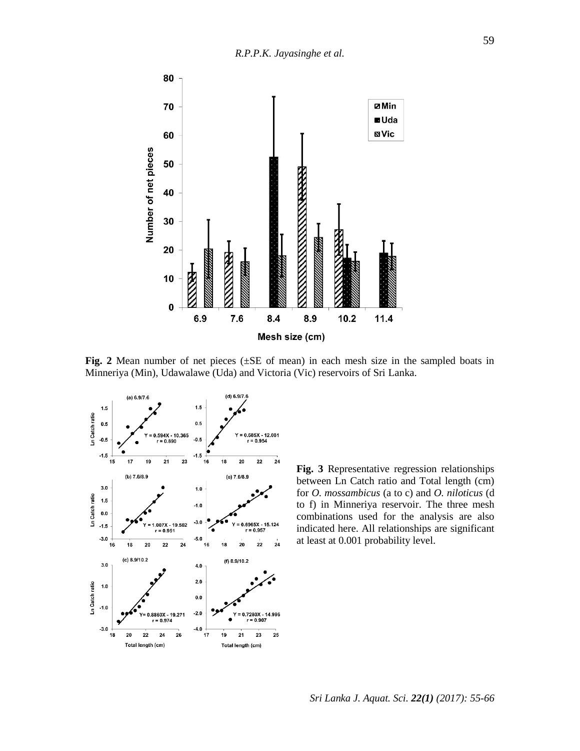**Fig. 2** Mean number of net pieces (±SE of mean) in each mesh size in the sampled boats in Minneriya (Min), Udawalawe (Uda) and Victoria (Vic) reservoirs of Sri Lanka.

**Fig. 3** Representative regression relationships between Ln Catch ratio and Total length (cm) for *O. mossambicus* (a to c) and *O. niloticus* (d to f) in Minneriya reservoir. The three mesh combinations used for the analysis are also indicated here. All relationships are significant at least at 0.001 probability level.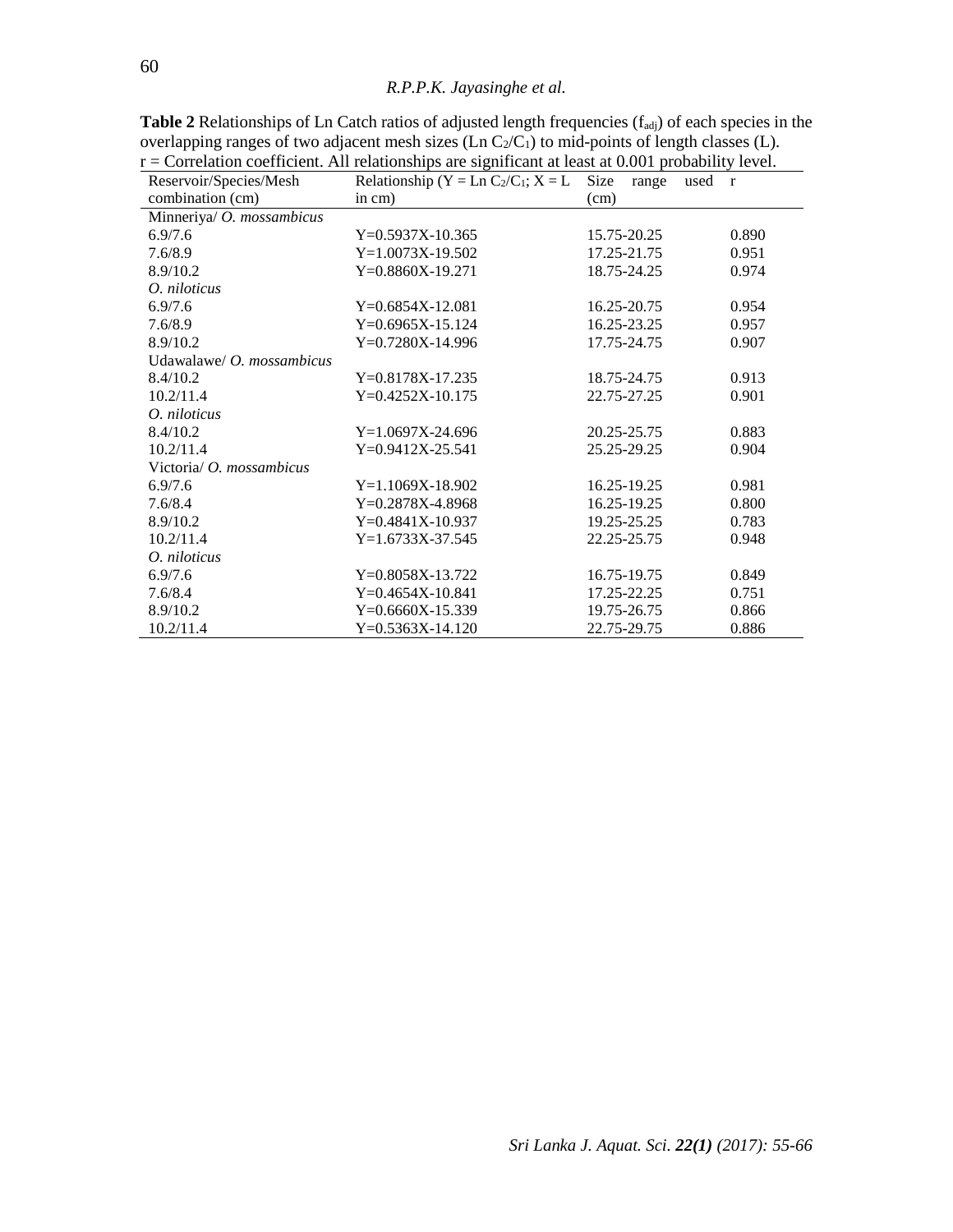**Table 2** Relationships of Ln Catch ratios of adjusted length frequencies ($f_{adj}$) of each species in the overlapping ranges of two adjacent mesh sizes (Ln $C_2/C_1$) to mid-points of length classes (L). r = Correlation coefficient. All relationships are significant at least at 0.001 probability level.

| Reservoir/Species/Mesh combination (cm) | Relationship (Y = Ln $C_2/C_1$; X = L in cm) | Size range used (cm) | r |
|---|---|---|---|
| Minneriya/ *O. mossambicus* | | | |
| 6.9/7.6 | Y=0.5937X-10.365 | 15.75-20.25 | 0.890 |
| 7.6/8.9 | Y=1.0073X-19.502 | 17.25-21.75 | 0.951 |
| 8.9/10.2 | Y=0.8860X-19.271 | 18.75-24.25 | 0.974 |
| *O. niloticus* | | | |
| 6.9/7.6 | Y=0.6854X-12.081 | 16.25-20.75 | 0.954 |
| 7.6/8.9 | Y=0.6965X-15.124 | 16.25-23.25 | 0.957 |
| 8.9/10.2 | Y=0.7280X-14.996 | 17.75-24.75 | 0.907 |
| Udawalawe/ *O. mossambicus* | | | |
| 8.4/10.2 | Y=0.8178X-17.235 | 18.75-24.75 | 0.913 |
| 10.2/11.4 | Y=0.4252X-10.175 | 22.75-27.25 | 0.901 |
| *O. niloticus* | | | |
| 8.4/10.2 | Y=1.0697X-24.696 | 20.25-25.75 | 0.883 |
| 10.2/11.4 | Y=0.9412X-25.541 | 25.25-29.25 | 0.904 |
| Victoria/ *O. mossambicus* | | | |
| 6.9/7.6 | Y=1.1069X-18.902 | 16.25-19.25 | 0.981 |
| 7.6/8.4 | Y=0.2878X-4.8968 | 16.25-19.25 | 0.800 |
| 8.9/10.2 | Y=0.4841X-10.937 | 19.25-25.25 | 0.783 |
| 10.2/11.4 | Y=1.6733X-37.545 | 22.25-25.75 | 0.948 |
| *O. niloticus* | | | |
| 6.9/7.6 | Y=0.8058X-13.722 | 16.75-19.75 | 0.849 |
| 7.6/8.4 | Y=0.4654X-10.841 | 17.25-22.25 | 0.751 |
| 8.9/10.2 | Y=0.6660X-15.339 | 19.75-26.75 | 0.866 |
| 10.2/11.4 | Y=0.5363X-14.120 | 22.75-29.75 | 0.886 |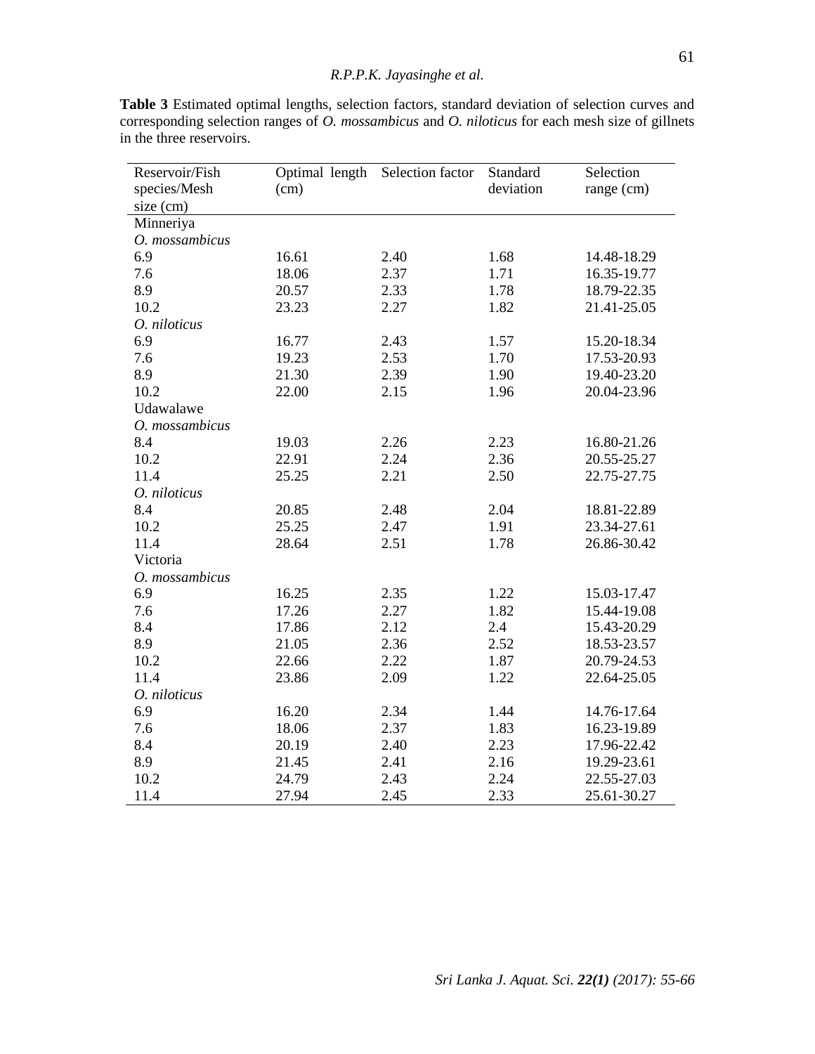**Table 3** Estimated optimal lengths, selection factors, standard deviation of selection curves and corresponding selection ranges of *O. mossambicus* and *O. niloticus* for each mesh size of gillnets in the three reservoirs.

| Reservoir/Fish species/Mesh size (cm) | Optimal length (cm) | Selection factor | Standard deviation | Selection range (cm) |
|---|---|---|---|---|
| Minneriya | | | | |
| *O. mossambicus* | | | | |
| 6.9 | 16.61 | 2.40 | 1.68 | 14.48-18.29 |
| 7.6 | 18.06 | 2.37 | 1.71 | 16.35-19.77 |
| 8.9 | 20.57 | 2.33 | 1.78 | 18.79-22.35 |
| 10.2 | 23.23 | 2.27 | 1.82 | 21.41-25.05 |
| *O. niloticus* | | | | |
| 6.9 | 16.77 | 2.43 | 1.57 | 15.20-18.34 |
| 7.6 | 19.23 | 2.53 | 1.70 | 17.53-20.93 |
| 8.9 | 21.30 | 2.39 | 1.90 | 19.40-23.20 |
| 10.2 | 22.00 | 2.15 | 1.96 | 20.04-23.96 |
| Udawalawe | | | | |
| *O. mossambicus* | | | | |
| 8.4 | 19.03 | 2.26 | 2.23 | 16.80-21.26 |
| 10.2 | 22.91 | 2.24 | 2.36 | 20.55-25.27 |
| 11.4 | 25.25 | 2.21 | 2.50 | 22.75-27.75 |
| *O. niloticus* | | | | |
| 8.4 | 20.85 | 2.48 | 2.04 | 18.81-22.89 |
| 10.2 | 25.25 | 2.47 | 1.91 | 23.34-27.61 |
| 11.4 | 28.64 | 2.51 | 1.78 | 26.86-30.42 |
| Victoria | | | | |
| *O. mossambicus* | | | | |
| 6.9 | 16.25 | 2.35 | 1.22 | 15.03-17.47 |
| 7.6 | 17.26 | 2.27 | 1.82 | 15.44-19.08 |
| 8.4 | 17.86 | 2.12 | 2.4 | 15.43-20.29 |
| 8.9 | 21.05 | 2.36 | 2.52 | 18.53-23.57 |
| 10.2 | 22.66 | 2.22 | 1.87 | 20.79-24.53 |
| 11.4 | 23.86 | 2.09 | 1.22 | 22.64-25.05 |
| *O. niloticus* | | | | |
| 6.9 | 16.20 | 2.34 | 1.44 | 14.76-17.64 |
| 7.6 | 18.06 | 2.37 | 1.83 | 16.23-19.89 |
| 8.4 | 20.19 | 2.40 | 2.23 | 17.96-22.42 |
| 8.9 | 21.45 | 2.41 | 2.16 | 19.29-23.61 |
| 10.2 | 24.79 | 2.43 | 2.24 | 22.55-27.03 |
| 11.4 | 27.94 | 2.45 | 2.33 | 25.61-30.27 |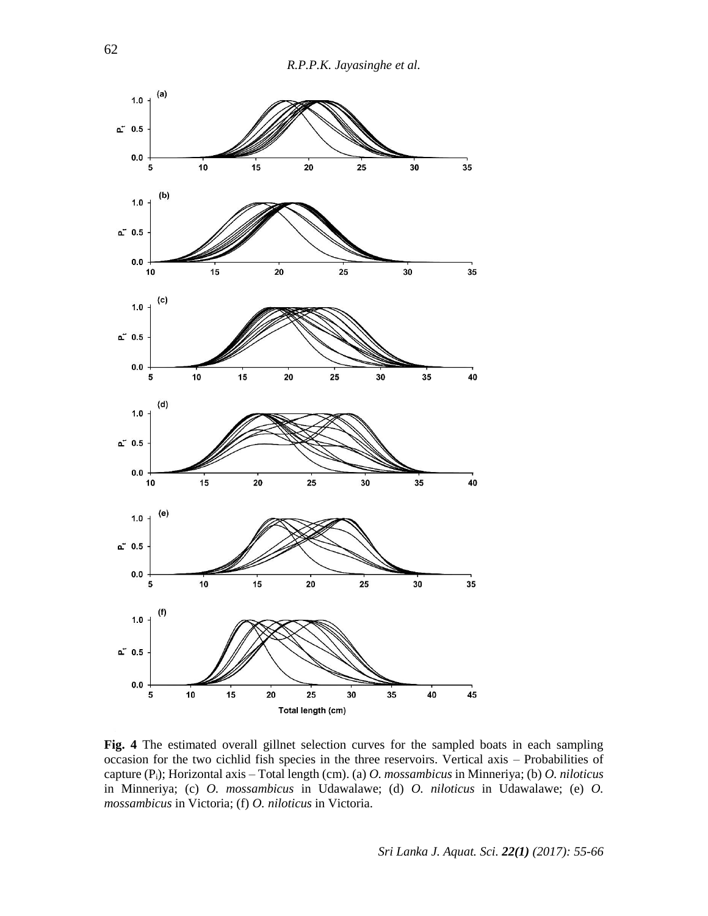**Fig. 4** The estimated overall gillnet selection curves for the sampled boats in each sampling occasion for the two cichlid fish species in the three reservoirs. Vertical axis – Probabilities of capture ($P_i$); Horizontal axis – Total length (cm). (a) *O. mossambicus* in Minneriya; (b) *O. niloticus* in Minneriya; (c) *O. mossambicus* in Udawalawe; (d) *O. niloticus* in Udawalawe; (e) *O. mossambicus* in Victoria; (f) *O. niloticus* in Victoria.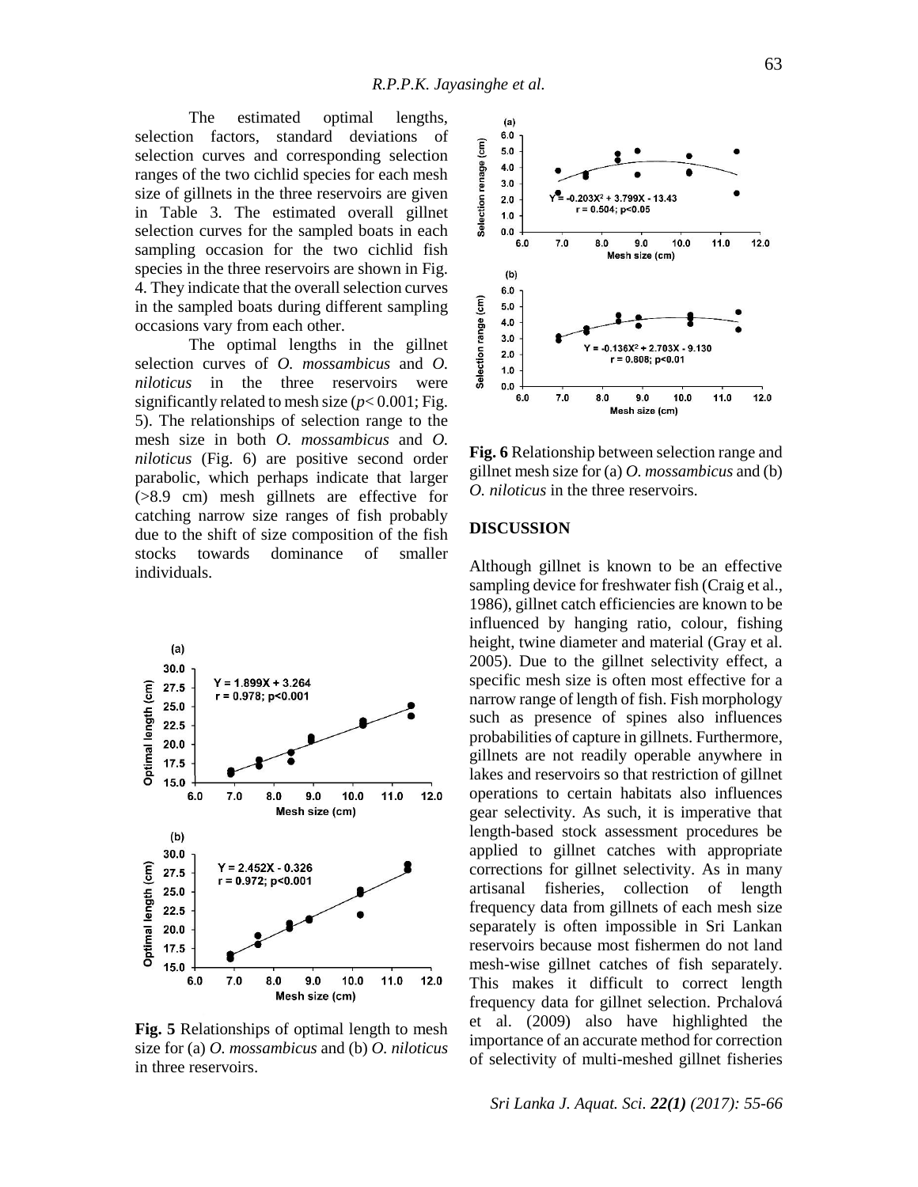The estimated optimal lengths, selection factors, standard deviations of selection curves and corresponding selection ranges of the two cichlid species for each mesh size of gillnets in the three reservoirs are given in Table 3. The estimated overall gillnet selection curves for the sampled boats in each sampling occasion for the two cichlid fish species in the three reservoirs are shown in Fig. 4. They indicate that the overall selection curves in the sampled boats during different sampling occasions vary from each other.

The optimal lengths in the gillnet selection curves of *O. mossambicus* and *O. niloticus* in the three reservoirs were significantly related to mesh size ($p < 0.001$; Fig. 5). The relationships of selection range to the mesh size in both *O. mossambicus* and *O. niloticus* (Fig. 6) are positive second order parabolic, which perhaps indicate that larger (>8.9 cm) mesh gillnets are effective for catching narrow size ranges of fish probably due to the shift of size composition of the fish stocks towards dominance of smaller individuals.

**Fig. 5** Relationships of optimal length to mesh size for (a) *O. mossambicus* and (b) *O. niloticus* in three reservoirs.

**Fig. 6** Relationship between selection range and gillnet mesh size for (a) *O. mossambicus* and (b) *O. niloticus* in the three reservoirs.

## DISCUSSION

Although gillnet is known to be an effective sampling device for freshwater fish (Craig et al., 1986), gillnet catch efficiencies are known to be influenced by hanging ratio, colour, fishing height, twine diameter and material (Gray et al. 2005). Due to the gillnet selectivity effect, a specific mesh size is often most effective for a narrow range of length of fish. Fish morphology such as presence of spines also influences probabilities of capture in gillnets. Furthermore, gillnets are not readily operable anywhere in lakes and reservoirs so that restriction of gillnet operations to certain habitats also influences gear selectivity. As such, it is imperative that length-based stock assessment procedures be applied to gillnet catches with appropriate corrections for gillnet selectivity. As in many artisanal fisheries, collection of length frequency data from gillnets of each mesh size separately is often impossible in Sri Lankan reservoirs because most fishermen do not land mesh-wise gillnet catches of fish separately. This makes it difficult to correct length frequency data for gillnet selection. Prchalová et al. (2009) also have highlighted the importance of an accurate method for correction of selectivity of multi-meshed gillnet fisheries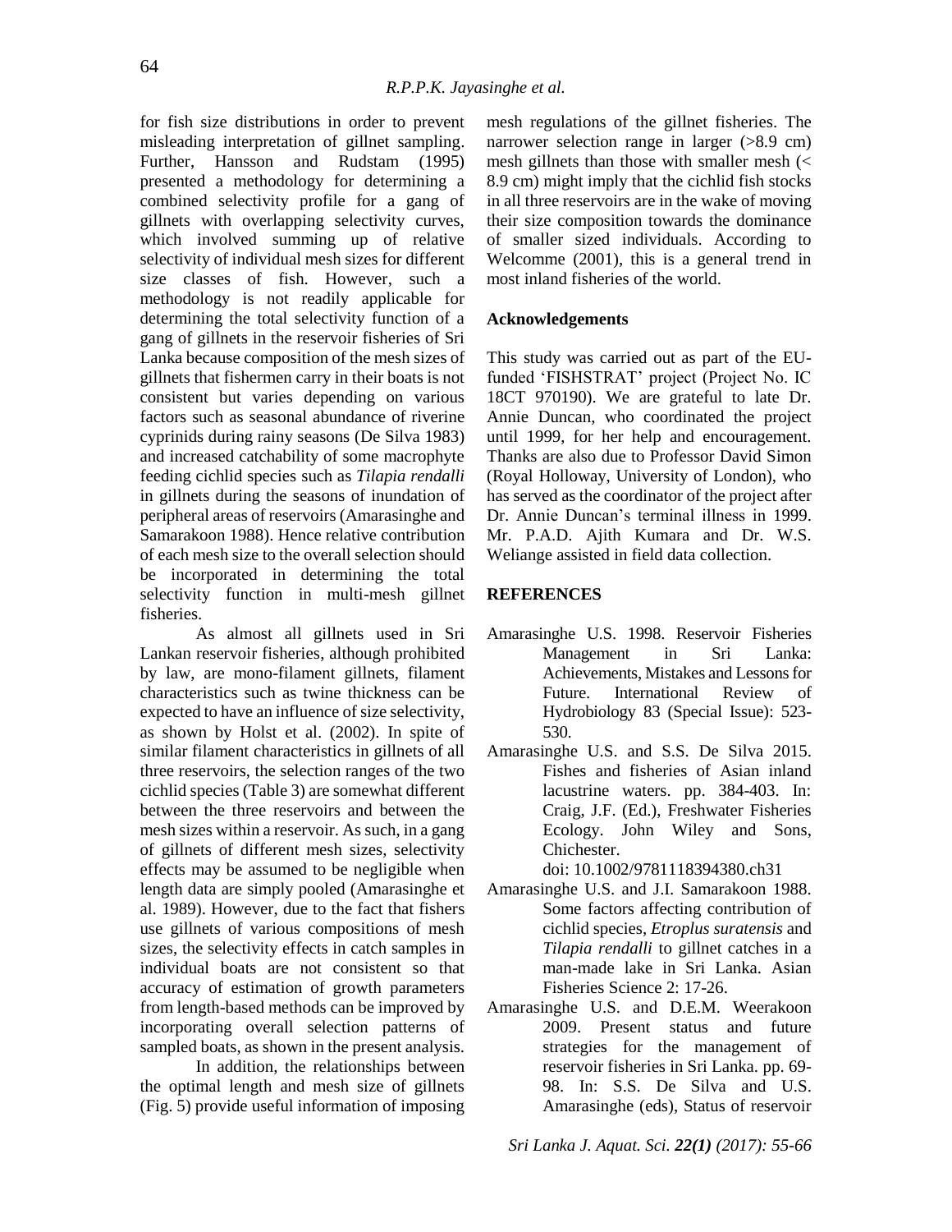for fish size distributions in order to prevent misleading interpretation of gillnet sampling. Further, Hansson and Rudstam (1995) presented a methodology for determining a combined selectivity profile for a gang of gillnets with overlapping selectivity curves, which involved summing up of relative selectivity of individual mesh sizes for different size classes of fish. However, such a methodology is not readily applicable for determining the total selectivity function of a gang of gillnets in the reservoir fisheries of Sri Lanka because composition of the mesh sizes of gillnets that fishermen carry in their boats is not consistent but varies depending on various factors such as seasonal abundance of riverine cyprinids during rainy seasons (De Silva 1983) and increased catchability of some macrophyte feeding cichlid species such as *Tilapia rendalli* in gillnets during the seasons of inundation of peripheral areas of reservoirs (Amarasinghe and Samarakoon 1988). Hence relative contribution of each mesh size to the overall selection should be incorporated in determining the total selectivity function in multi-mesh gillnet fisheries.

As almost all gillnets used in Sri Lankan reservoir fisheries, although prohibited by law, are mono-filament gillnets, filament characteristics such as twine thickness can be expected to have an influence of size selectivity, as shown by Holst et al. (2002). In spite of similar filament characteristics in gillnets of all three reservoirs, the selection ranges of the two cichlid species (Table 3) are somewhat different between the three reservoirs and between the mesh sizes within a reservoir. As such, in a gang of gillnets of different mesh sizes, selectivity effects may be assumed to be negligible when length data are simply pooled (Amarasinghe et al. 1989). However, due to the fact that fishers use gillnets of various compositions of mesh sizes, the selectivity effects in catch samples in individual boats are not consistent so that accuracy of estimation of growth parameters from length-based methods can be improved by incorporating overall selection patterns of sampled boats, as shown in the present analysis.

In addition, the relationships between the optimal length and mesh size of gillnets (Fig. 5) provide useful information of imposing mesh regulations of the gillnet fisheries. The narrower selection range in larger (>8.9 cm) mesh gillnets than those with smaller mesh (< 8.9 cm) might imply that the cichlid fish stocks in all three reservoirs are in the wake of moving their size composition towards the dominance of smaller sized individuals. According to Welcomme (2001), this is a general trend in most inland fisheries of the world.

## Acknowledgements

This study was carried out as part of the EU-funded 'FISHSTRAT' project (Project No. IC 18CT 970190). We are grateful to late Dr. Annie Duncan, who coordinated the project until 1999, for her help and encouragement. Thanks are also due to Professor David Simon (Royal Holloway, University of London), who has served as the coordinator of the project after Dr. Annie Duncan's terminal illness in 1999. Mr. P.A.D. Ajith Kumara and Dr. W.S. Weliange assisted in field data collection.

## REFERENCES

Amarasinghe U.S. 1998. Reservoir Fisheries Management in Sri Lanka: Achievements, Mistakes and Lessons for Future. International Review of Hydrobiology 83 (Special Issue): 523-530.

Amarasinghe U.S. and S.S. De Silva 2015. Fishes and fisheries of Asian inland lacustrine waters. pp. 384-403. In: Craig, J.F. (Ed.), Freshwater Fisheries Ecology. John Wiley and Sons, Chichester. doi: 10.1002/9781118394380.ch31

Amarasinghe U.S. and J.I. Samarakoon 1988. Some factors affecting contribution of cichlid species, *Etroplus suratensis* and *Tilapia rendalli* to gillnet catches in a man-made lake in Sri Lanka. Asian Fisheries Science 2: 17-26.

Amarasinghe U.S. and D.E.M. Weerakoon 2009. Present status and future strategies for the management of reservoir fisheries in Sri Lanka. pp. 69-98. In: S.S. De Silva and U.S. Amarasinghe (eds), Status of reservoir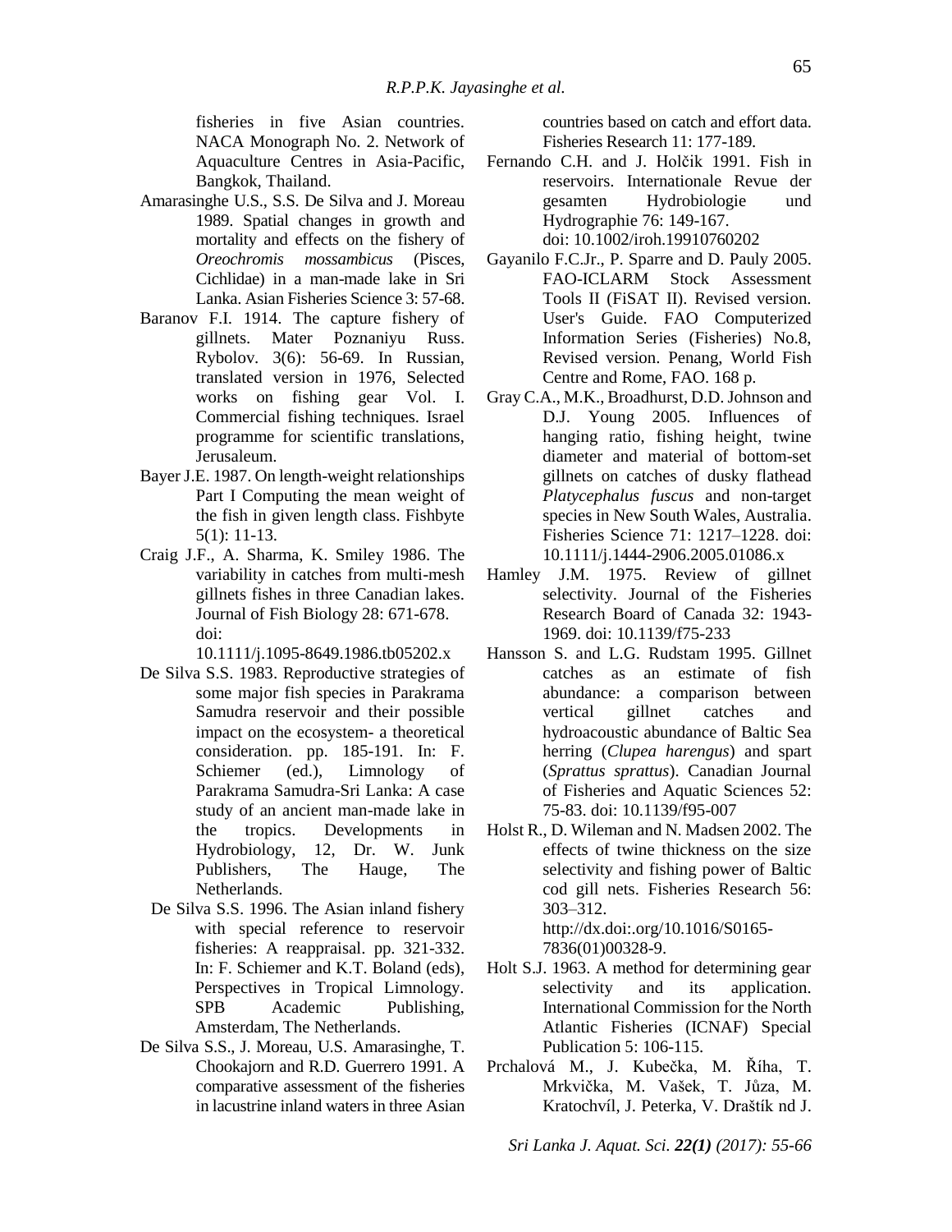fisheries in five Asian countries. NACA Monograph No. 2. Network of Aquaculture Centres in Asia-Pacific, Bangkok, Thailand.

Amarasinghe U.S., S.S. De Silva and J. Moreau 1989. Spatial changes in growth and mortality and effects on the fishery of *Oreochromis mossambicus* (Pisces, Cichlidae) in a man-made lake in Sri Lanka. Asian Fisheries Science 3: 57-68.

Baranov F.I. 1914. The capture fishery of gillnets. Mater Poznaniyu Russ. Rybolov. 3(6): 56-69. In Russian, translated version in 1976, Selected works on fishing gear Vol. I. Commercial fishing techniques. Israel programme for scientific translations, Jerusaleum.

Bayer J.E. 1987. On length-weight relationships Part I Computing the mean weight of the fish in given length class. Fishbyte 5(1): 11-13.

Craig J.F., A. Sharma, K. Smiley 1986. The variability in catches from multi-mesh gillnets fishes in three Canadian lakes. Journal of Fish Biology 28: 671-678. doi: 10.1111/j.1095-8649.1986.tb05202.x

De Silva S.S. 1983. Reproductive strategies of some major fish species in Parakrama Samudra reservoir and their possible impact on the ecosystem- a theoretical consideration. pp. 185-191. In: F. Schiemer (ed.), Limnology of Parakrama Samudra-Sri Lanka: A case study of an ancient man-made lake in the tropics. Developments in Hydrobiology, 12, Dr. W. Junk Publishers, The Hauge, The Netherlands.

De Silva S.S. 1996. The Asian inland fishery with special reference to reservoir fisheries: A reappraisal. pp. 321-332. In: F. Schiemer and K.T. Boland (eds), Perspectives in Tropical Limnology. SPB Academic Publishing, Amsterdam, The Netherlands.

De Silva S.S., J. Moreau, U.S. Amarasinghe, T. Chookajorn and R.D. Guerrero 1991. A comparative assessment of the fisheries in lacustrine inland waters in three Asian countries based on catch and effort data. Fisheries Research 11: 177-189.

Fernando C.H. and J. Holčik 1991. Fish in reservoirs. Internationale Revue der gesamten Hydrobiologie und Hydrographie 76: 149-167. doi: 10.1002/iroh.19910760202

Gayanilo F.C.Jr., P. Sparre and D. Pauly 2005. FAO-ICLARM Stock Assessment Tools II (FiSAT II). Revised version. User's Guide. FAO Computerized Information Series (Fisheries) No.8, Revised version. Penang, World Fish Centre and Rome, FAO. 168 p.

Gray C.A., M.K., Broadhurst, D.D. Johnson and D.J. Young 2005. Influences of hanging ratio, fishing height, twine diameter and material of bottom-set gillnets on catches of dusky flathead *Platycephalus fuscus* and non-target species in New South Wales, Australia. Fisheries Science 71: 1217–1228. doi: 10.1111/j.1444-2906.2005.01086.x

Hamley J.M. 1975. Review of gillnet selectivity. Journal of the Fisheries Research Board of Canada 32: 1943-1969. doi: 10.1139/f75-233

Hansson S. and L.G. Rudstam 1995. Gillnet catches as an estimate of fish abundance: a comparison between vertical gillnet catches and hydroacoustic abundance of Baltic Sea herring (*Clupea harengus*) and spart (*Sprattus sprattus*). Canadian Journal of Fisheries and Aquatic Sciences 52: 75-83. doi: 10.1139/f95-007

Holst R., D. Wileman and N. Madsen 2002. The effects of twine thickness on the size selectivity and fishing power of Baltic cod gill nets. Fisheries Research 56: 303–312. http://dx.doi:.org/10.1016/S0165-7836(01)00328-9.

Holt S.J. 1963. A method for determining gear selectivity and its application. International Commission for the North Atlantic Fisheries (ICNAF) Special Publication 5: 106-115.

Prchalová M., J. Kubečka, M. Říha, T. Mrkvička, M. Vašek, T. Jůza, M. Kratochvíl, J. Peterka, V. Draštík nd J.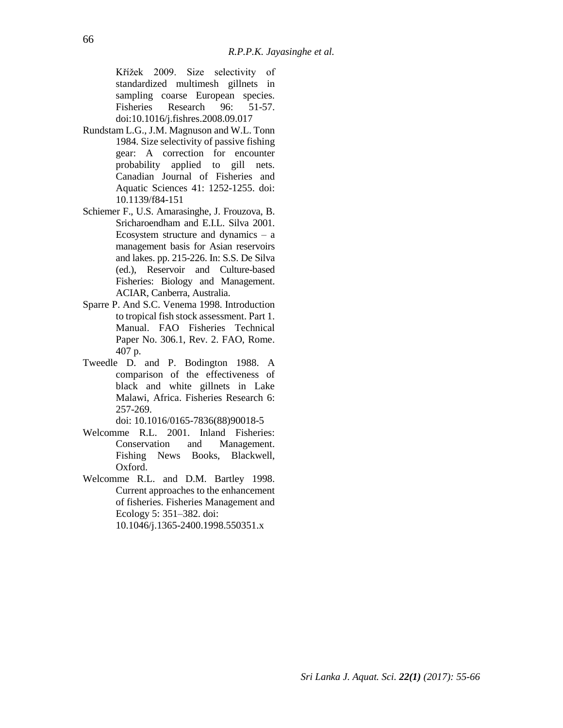Křížek 2009. Size selectivity of standardized multimesh gillnets in sampling coarse European species. Fisheries Research 96: 51-57. doi:10.1016/j.fishres.2008.09.017

Rundstam L.G., J.M. Magnuson and W.L. Tonn 1984. Size selectivity of passive fishing gear: A correction for encounter probability applied to gill nets. Canadian Journal of Fisheries and Aquatic Sciences 41: 1252-1255. doi: 10.1139/f84-151

Schiemer F., U.S. Amarasinghe, J. Frouzova, B. Sricharoendham and E.I.L. Silva 2001. Ecosystem structure and dynamics – a management basis for Asian reservoirs and lakes. pp. 215-226. In: S.S. De Silva (ed.), Reservoir and Culture-based Fisheries: Biology and Management. ACIAR, Canberra, Australia.

Sparre P. And S.C. Venema 1998. Introduction to tropical fish stock assessment. Part 1. Manual. FAO Fisheries Technical Paper No. 306.1, Rev. 2. FAO, Rome. 407 p.

Tweedle D. and P. Bodington 1988. A comparison of the effectiveness of black and white gillnets in Lake Malawi, Africa. Fisheries Research 6: 257-269. doi: 10.1016/0165-7836(88)90018-5

Welcomme R.L. 2001. Inland Fisheries: Conservation and Management. Fishing News Books, Blackwell, Oxford.

Welcomme R.L. and D.M. Bartley 1998. Current approaches to the enhancement of fisheries. Fisheries Management and Ecology 5: 351–382. doi: 10.1046/j.1365-2400.1998.550351.x